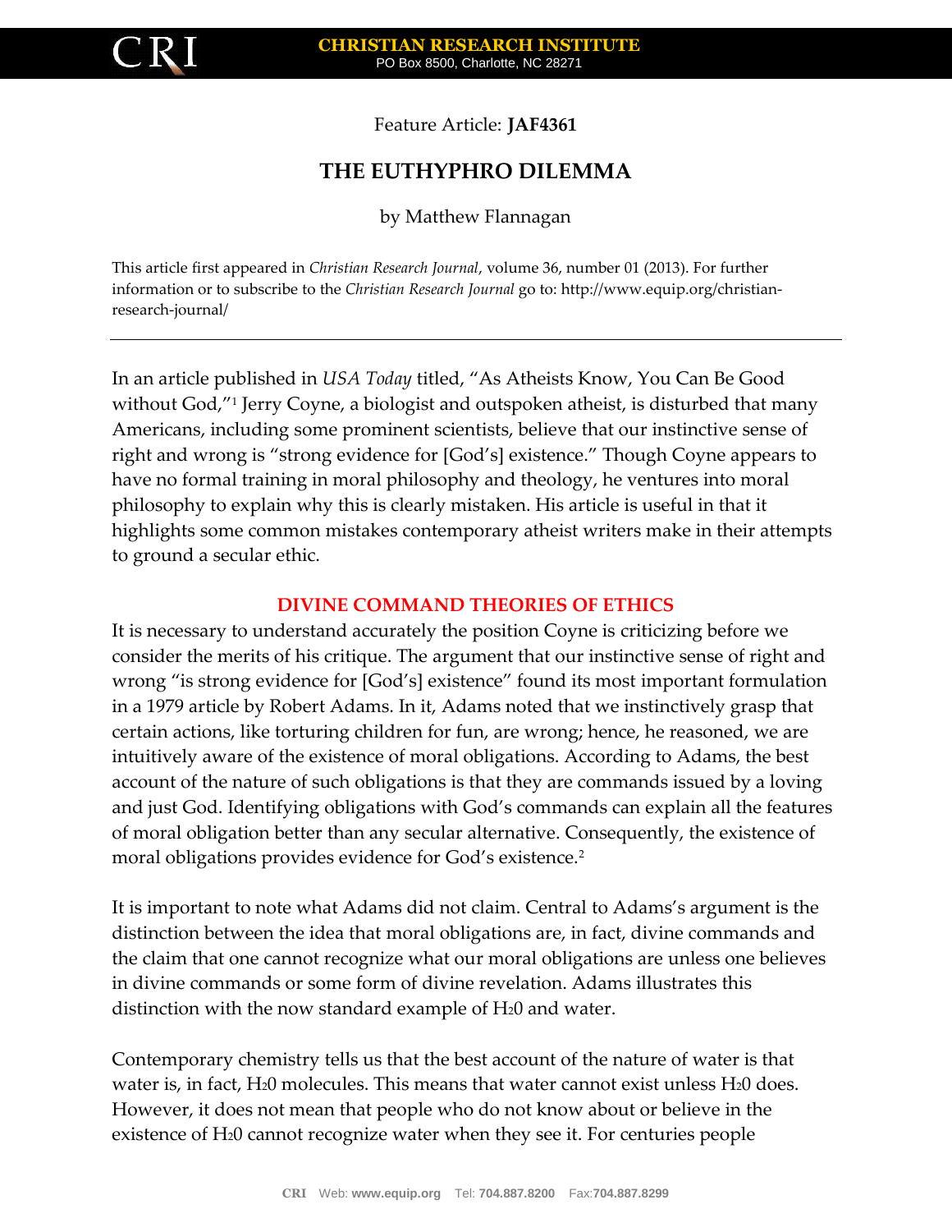Feature Article: **JAF4361**

# THE EUTHYPHRO DILEMMA

by Matthew Flannagan

This article first appeared in *Christian Research Journal*, volume 36, number 01 (2013). For further information or to subscribe to the *Christian Research Journal* go to: http://www.equip.org/christian-research-journal/

---

In an article published in *USA Today* titled, "As Atheists Know, You Can Be Good without God,"[1] Jerry Coyne, a biologist and outspoken atheist, is disturbed that many Americans, including some prominent scientists, believe that our instinctive sense of right and wrong is "strong evidence for [God's] existence." Though Coyne appears to have no formal training in moral philosophy and theology, he ventures into moral philosophy to explain why this is clearly mistaken. His article is useful in that it highlights some common mistakes contemporary atheist writers make in their attempts to ground a secular ethic.

## DIVINE COMMAND THEORIES OF ETHICS

It is necessary to understand accurately the position Coyne is criticizing before we consider the merits of his critique. The argument that our instinctive sense of right and wrong "is strong evidence for [God's] existence" found its most important formulation in a 1979 article by Robert Adams. In it, Adams noted that we instinctively grasp that certain actions, like torturing children for fun, are wrong; hence, he reasoned, we are intuitively aware of the existence of moral obligations. According to Adams, the best account of the nature of such obligations is that they are commands issued by a loving and just God. Identifying obligations with God's commands can explain all the features of moral obligation better than any secular alternative. Consequently, the existence of moral obligations provides evidence for God's existence.[2]

It is important to note what Adams did not claim. Central to Adams's argument is the distinction between the idea that moral obligations are, in fact, divine commands and the claim that one cannot recognize what our moral obligations are unless one believes in divine commands or some form of divine revelation. Adams illustrates this distinction with the now standard example of $H_20$ and water.

Contemporary chemistry tells us that the best account of the nature of water is that water is, in fact, $H_20$ molecules. This means that water cannot exist unless $H_20$ does. However, it does not mean that people who do not know about or believe in the existence of $H_20$ cannot recognize water when they see it. For centuries people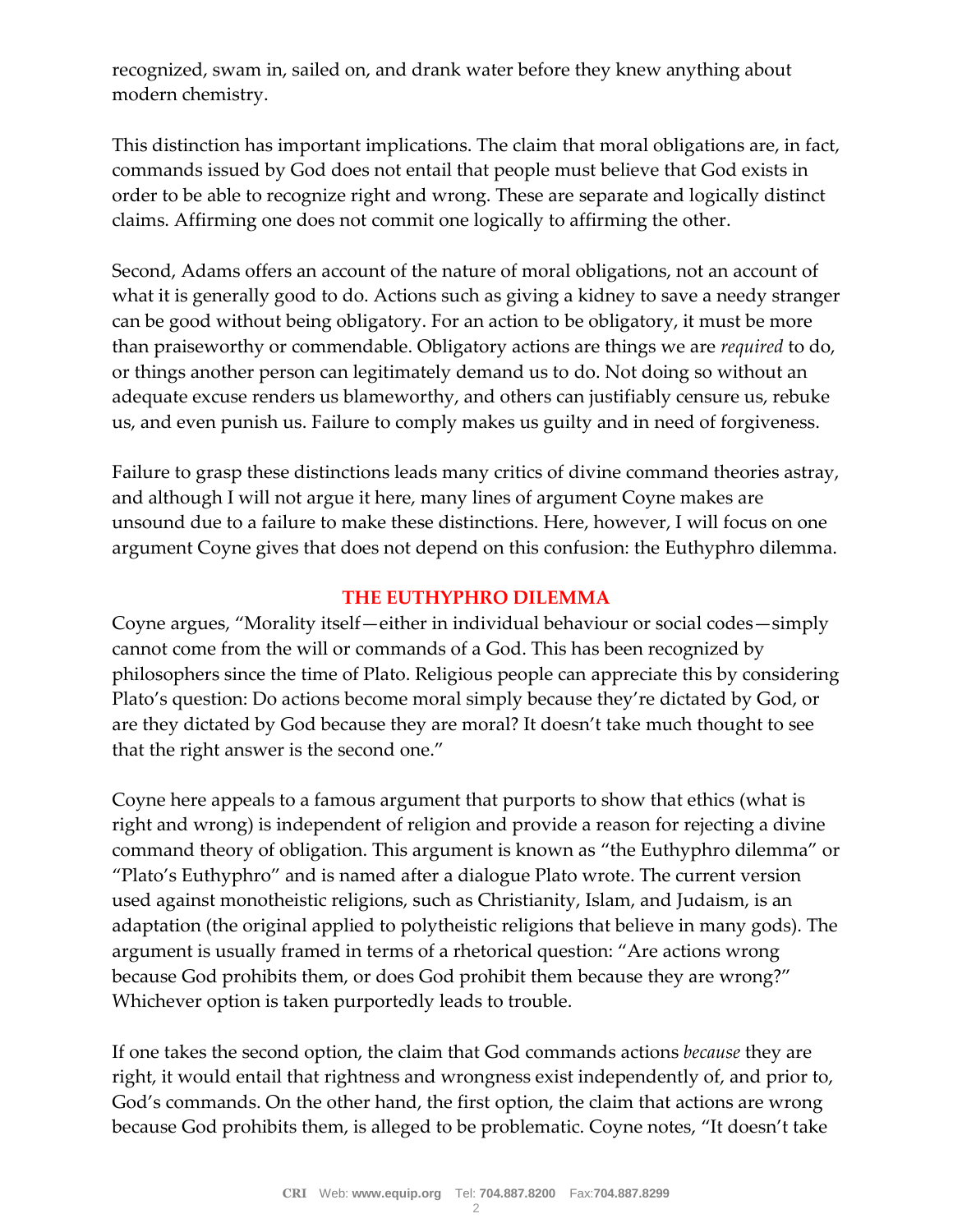recognized, swam in, sailed on, and drank water before they knew anything about modern chemistry.

This distinction has important implications. The claim that moral obligations are, in fact, commands issued by God does not entail that people must believe that God exists in order to be able to recognize right and wrong. These are separate and logically distinct claims. Affirming one does not commit one logically to affirming the other.

Second, Adams offers an account of the nature of moral obligations, not an account of what it is generally good to do. Actions such as giving a kidney to save a needy stranger can be good without being obligatory. For an action to be obligatory, it must be more than praiseworthy or commendable. Obligatory actions are things we are *required* to do, or things another person can legitimately demand us to do. Not doing so without an adequate excuse renders us blameworthy, and others can justifiably censure us, rebuke us, and even punish us. Failure to comply makes us guilty and in need of forgiveness.

Failure to grasp these distinctions leads many critics of divine command theories astray, and although I will not argue it here, many lines of argument Coyne makes are unsound due to a failure to make these distinctions. Here, however, I will focus on one argument Coyne gives that does not depend on this confusion: the Euthyphro dilemma.

## THE EUTHYPHRO DILEMMA

Coyne argues, "Morality itself—either in individual behaviour or social codes—simply cannot come from the will or commands of a God. This has been recognized by philosophers since the time of Plato. Religious people can appreciate this by considering Plato's question: Do actions become moral simply because they're dictated by God, or are they dictated by God because they are moral? It doesn't take much thought to see that the right answer is the second one."

Coyne here appeals to a famous argument that purports to show that ethics (what is right and wrong) is independent of religion and provide a reason for rejecting a divine command theory of obligation. This argument is known as "the Euthyphro dilemma" or "Plato's Euthyphro" and is named after a dialogue Plato wrote. The current version used against monotheistic religions, such as Christianity, Islam, and Judaism, is an adaptation (the original applied to polytheistic religions that believe in many gods). The argument is usually framed in terms of a rhetorical question: "Are actions wrong because God prohibits them, or does God prohibit them because they are wrong?" Whichever option is taken purportedly leads to trouble.

If one takes the second option, the claim that God commands actions *because* they are right, it would entail that rightness and wrongness exist independently of, and prior to, God's commands. On the other hand, the first option, the claim that actions are wrong because God prohibits them, is alleged to be problematic. Coyne notes, "It doesn't take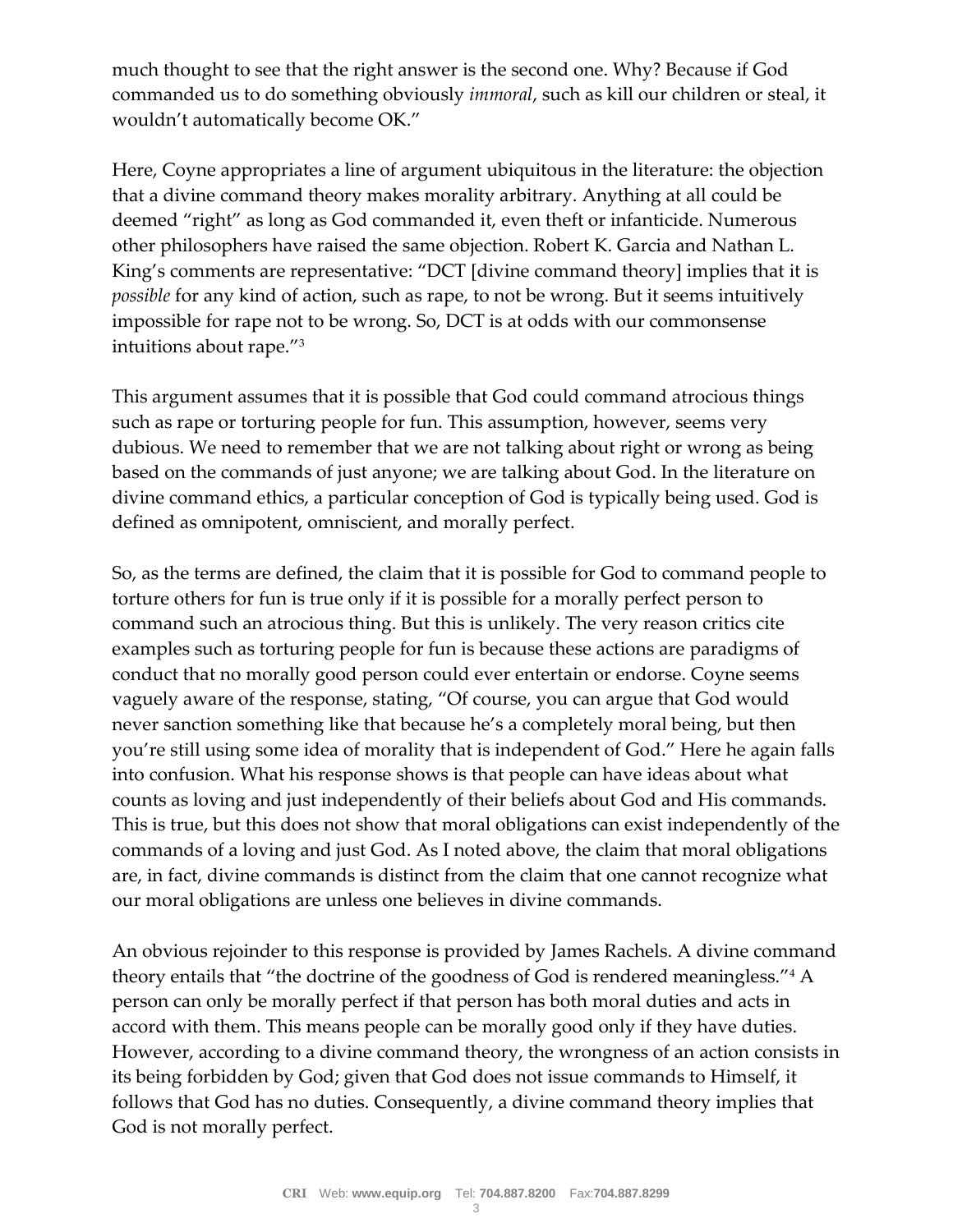much thought to see that the right answer is the second one. Why? Because if God commanded us to do something obviously *immoral*, such as kill our children or steal, it wouldn't automatically become OK."

Here, Coyne appropriates a line of argument ubiquitous in the literature: the objection that a divine command theory makes morality arbitrary. Anything at all could be deemed "right" as long as God commanded it, even theft or infanticide. Numerous other philosophers have raised the same objection. Robert K. Garcia and Nathan L. King's comments are representative: "DCT [divine command theory] implies that it is *possible* for any kind of action, such as rape, to not be wrong. But it seems intuitively impossible for rape not to be wrong. So, DCT is at odds with our commonsense intuitions about rape."[3]

This argument assumes that it is possible that God could command atrocious things such as rape or torturing people for fun. This assumption, however, seems very dubious. We need to remember that we are not talking about right or wrong as being based on the commands of just anyone; we are talking about God. In the literature on divine command ethics, a particular conception of God is typically being used. God is defined as omnipotent, omniscient, and morally perfect.

So, as the terms are defined, the claim that it is possible for God to command people to torture others for fun is true only if it is possible for a morally perfect person to command such an atrocious thing. But this is unlikely. The very reason critics cite examples such as torturing people for fun is because these actions are paradigms of conduct that no morally good person could ever entertain or endorse. Coyne seems vaguely aware of the response, stating, "Of course, you can argue that God would never sanction something like that because he's a completely moral being, but then you're still using some idea of morality that is independent of God." Here he again falls into confusion. What his response shows is that people can have ideas about what counts as loving and just independently of their beliefs about God and His commands. This is true, but this does not show that moral obligations can exist independently of the commands of a loving and just God. As I noted above, the claim that moral obligations are, in fact, divine commands is distinct from the claim that one cannot recognize what our moral obligations are unless one believes in divine commands.

An obvious rejoinder to this response is provided by James Rachels. A divine command theory entails that "the doctrine of the goodness of God is rendered meaningless."[4] A person can only be morally perfect if that person has both moral duties and acts in accord with them. This means people can be morally good only if they have duties. However, according to a divine command theory, the wrongness of an action consists in its being forbidden by God; given that God does not issue commands to Himself, it follows that God has no duties. Consequently, a divine command theory implies that God is not morally perfect.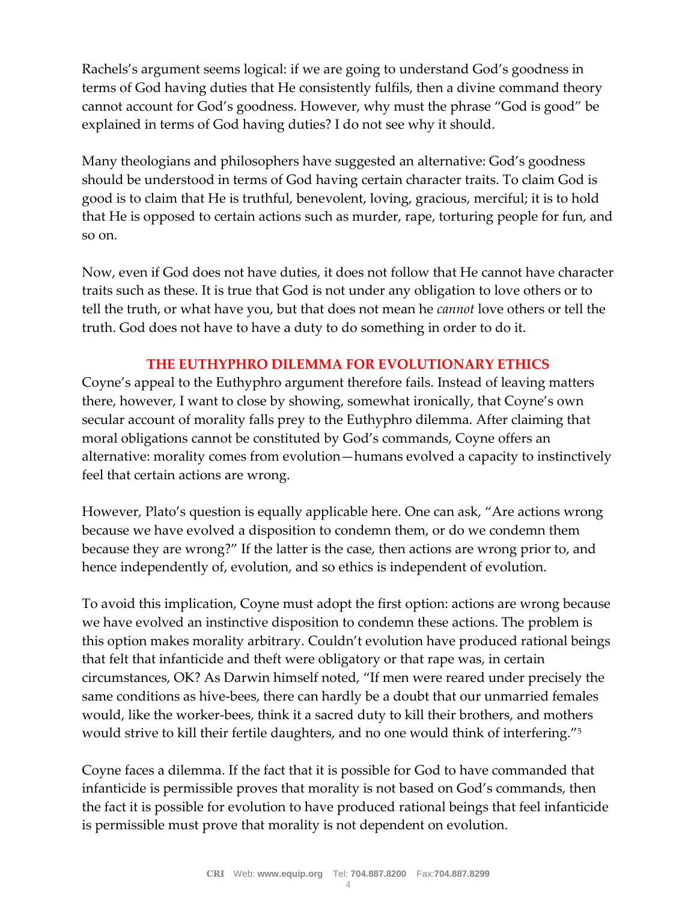Rachels's argument seems logical: if we are going to understand God's goodness in terms of God having duties that He consistently fulfils, then a divine command theory cannot account for God's goodness. However, why must the phrase "God is good" be explained in terms of God having duties? I do not see why it should.

Many theologians and philosophers have suggested an alternative: God's goodness should be understood in terms of God having certain character traits. To claim God is good is to claim that He is truthful, benevolent, loving, gracious, merciful; it is to hold that He is opposed to certain actions such as murder, rape, torturing people for fun, and so on.

Now, even if God does not have duties, it does not follow that He cannot have character traits such as these. It is true that God is not under any obligation to love others or to tell the truth, or what have you, but that does not mean he *cannot* love others or tell the truth. God does not have to have a duty to do something in order to do it.

## THE EUTHYPHRO DILEMMA FOR EVOLUTIONARY ETHICS

Coyne's appeal to the Euthyphro argument therefore fails. Instead of leaving matters there, however, I want to close by showing, somewhat ironically, that Coyne's own secular account of morality falls prey to the Euthyphro dilemma. After claiming that moral obligations cannot be constituted by God's commands, Coyne offers an alternative: morality comes from evolution—humans evolved a capacity to instinctively feel that certain actions are wrong.

However, Plato's question is equally applicable here. One can ask, "Are actions wrong because we have evolved a disposition to condemn them, or do we condemn them because they are wrong?" If the latter is the case, then actions are wrong prior to, and hence independently of, evolution, and so ethics is independent of evolution.

To avoid this implication, Coyne must adopt the first option: actions are wrong because we have evolved an instinctive disposition to condemn these actions. The problem is this option makes morality arbitrary. Couldn't evolution have produced rational beings that felt that infanticide and theft were obligatory or that rape was, in certain circumstances, OK? As Darwin himself noted, "If men were reared under precisely the same conditions as hive-bees, there can hardly be a doubt that our unmarried females would, like the worker-bees, think it a sacred duty to kill their brothers, and mothers would strive to kill their fertile daughters, and no one would think of interfering."[5]

Coyne faces a dilemma. If the fact that it is possible for God to have commanded that infanticide is permissible proves that morality is not based on God's commands, then the fact it is possible for evolution to have produced rational beings that feel infanticide is permissible must prove that morality is not dependent on evolution.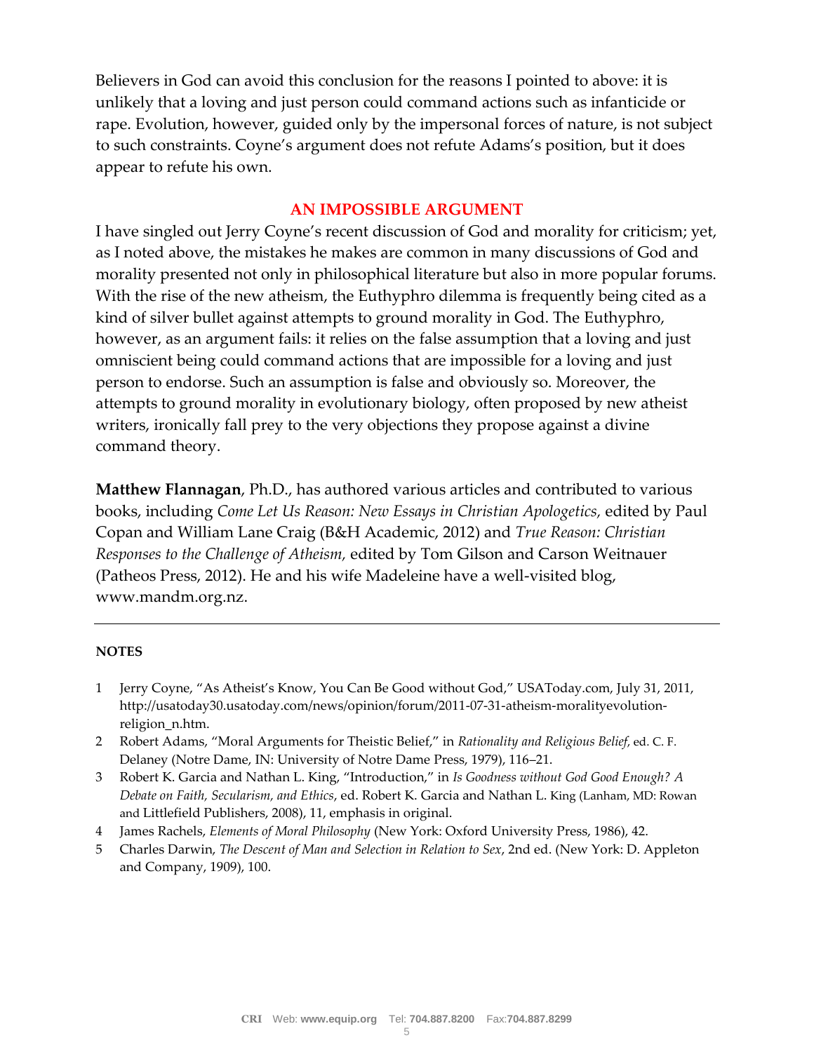Believers in God can avoid this conclusion for the reasons I pointed to above: it is unlikely that a loving and just person could command actions such as infanticide or rape. Evolution, however, guided only by the impersonal forces of nature, is not subject to such constraints. Coyne's argument does not refute Adams's position, but it does appear to refute his own.

## AN IMPOSSIBLE ARGUMENT

I have singled out Jerry Coyne's recent discussion of God and morality for criticism; yet, as I noted above, the mistakes he makes are common in many discussions of God and morality presented not only in philosophical literature but also in more popular forums. With the rise of the new atheism, the Euthyphro dilemma is frequently being cited as a kind of silver bullet against attempts to ground morality in God. The Euthyphro, however, as an argument fails: it relies on the false assumption that a loving and just omniscient being could command actions that are impossible for a loving and just person to endorse. Such an assumption is false and obviously so. Moreover, the attempts to ground morality in evolutionary biology, often proposed by new atheist writers, ironically fall prey to the very objections they propose against a divine command theory.

**Matthew Flannagan**, Ph.D., has authored various articles and contributed to various books, including *Come Let Us Reason: New Essays in Christian Apologetics,* edited by Paul Copan and William Lane Craig (B&H Academic, 2012) and *True Reason: Christian Responses to the Challenge of Atheism,* edited by Tom Gilson and Carson Weitnauer (Patheos Press, 2012). He and his wife Madeleine have a well-visited blog, www.mandm.org.nz.

---

**NOTES**

1. Jerry Coyne, "As Atheist's Know, You Can Be Good without God," USAToday.com, July 31, 2011, http://usatoday30.usatoday.com/news/opinion/forum/2011-07-31-atheism-moralityevolution-religion_n.htm.
2. Robert Adams, "Moral Arguments for Theistic Belief," in *Rationality and Religious Belief,* ed. C. F. Delaney (Notre Dame, IN: University of Notre Dame Press, 1979), 116–21.
3. Robert K. Garcia and Nathan L. King, "Introduction," in *Is Goodness without God Good Enough? A Debate on Faith, Secularism, and Ethics*, ed. Robert K. Garcia and Nathan L. King (Lanham, MD: Rowan and Littlefield Publishers, 2008), 11, emphasis in original.
4. James Rachels, *Elements of Moral Philosophy* (New York: Oxford University Press, 1986), 42.
5. Charles Darwin, *The Descent of Man and Selection in Relation to Sex*, 2nd ed. (New York: D. Appleton and Company, 1909), 100.